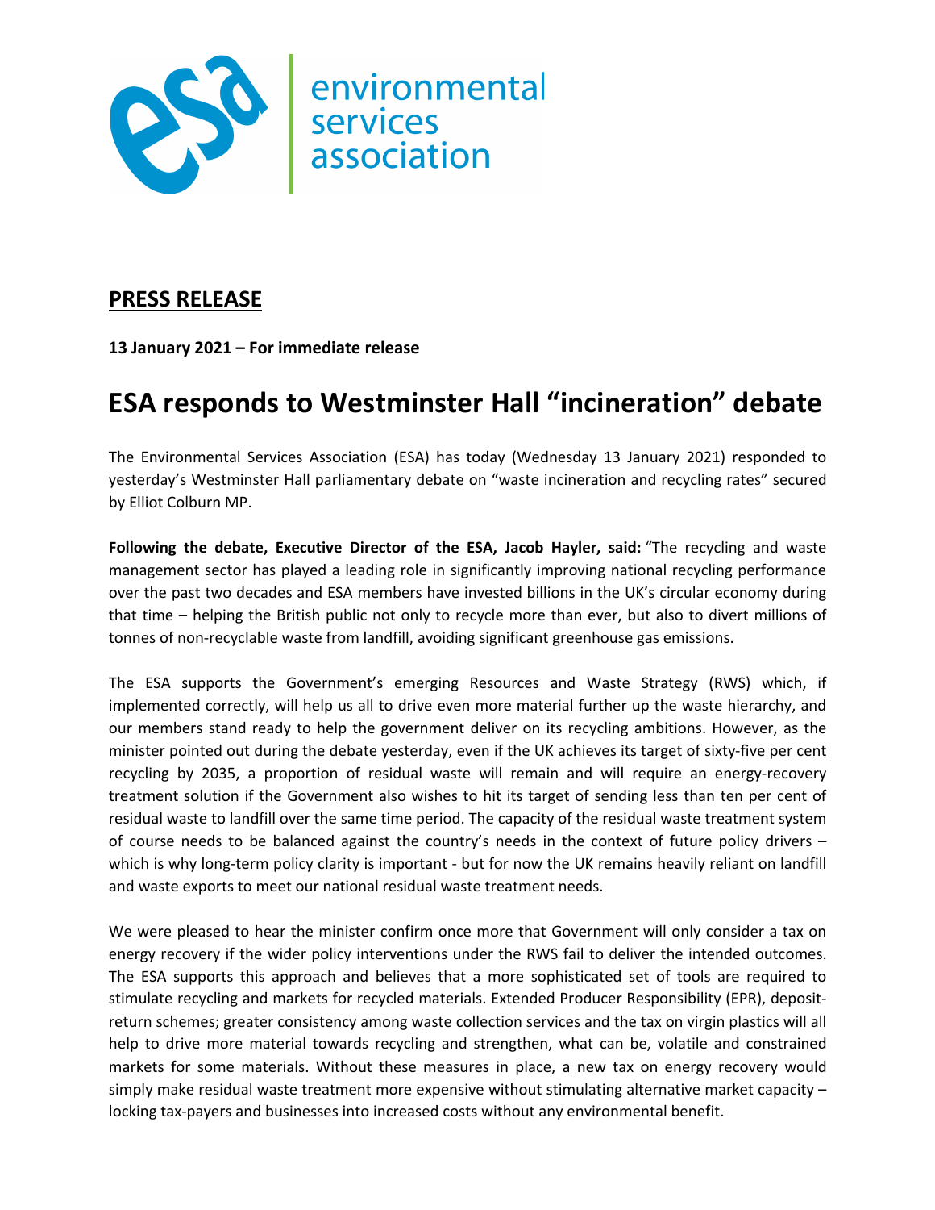environmental services association

**PRESS RELEASE**

**13 January 2021 – For immediate release**

# ESA responds to Westminster Hall "incineration" debate

The Environmental Services Association (ESA) has today (Wednesday 13 January 2021) responded to yesterday's Westminster Hall parliamentary debate on "waste incineration and recycling rates" secured by Elliot Colburn MP.

**Following the debate, Executive Director of the ESA, Jacob Hayler, said:** "The recycling and waste management sector has played a leading role in significantly improving national recycling performance over the past two decades and ESA members have invested billions in the UK's circular economy during that time – helping the British public not only to recycle more than ever, but also to divert millions of tonnes of non-recyclable waste from landfill, avoiding significant greenhouse gas emissions.

The ESA supports the Government's emerging Resources and Waste Strategy (RWS) which, if implemented correctly, will help us all to drive even more material further up the waste hierarchy, and our members stand ready to help the government deliver on its recycling ambitions. However, as the minister pointed out during the debate yesterday, even if the UK achieves its target of sixty-five per cent recycling by 2035, a proportion of residual waste will remain and will require an energy-recovery treatment solution if the Government also wishes to hit its target of sending less than ten per cent of residual waste to landfill over the same time period. The capacity of the residual waste treatment system of course needs to be balanced against the country's needs in the context of future policy drivers – which is why long-term policy clarity is important - but for now the UK remains heavily reliant on landfill and waste exports to meet our national residual waste treatment needs.

We were pleased to hear the minister confirm once more that Government will only consider a tax on energy recovery if the wider policy interventions under the RWS fail to deliver the intended outcomes. The ESA supports this approach and believes that a more sophisticated set of tools are required to stimulate recycling and markets for recycled materials. Extended Producer Responsibility (EPR), deposit-return schemes; greater consistency among waste collection services and the tax on virgin plastics will all help to drive more material towards recycling and strengthen, what can be, volatile and constrained markets for some materials. Without these measures in place, a new tax on energy recovery would simply make residual waste treatment more expensive without stimulating alternative market capacity – locking tax-payers and businesses into increased costs without any environmental benefit.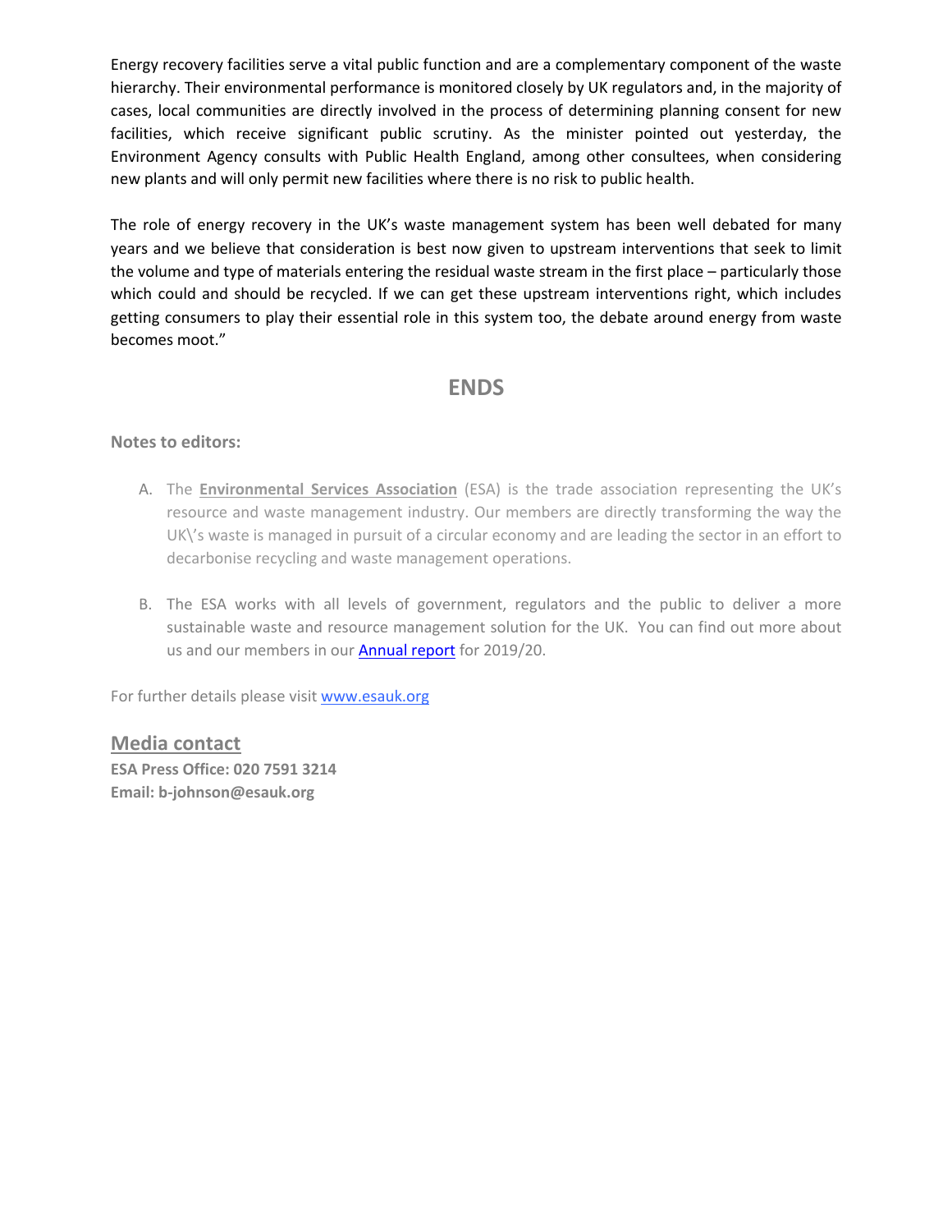Energy recovery facilities serve a vital public function and are a complementary component of the waste hierarchy. Their environmental performance is monitored closely by UK regulators and, in the majority of cases, local communities are directly involved in the process of determining planning consent for new facilities, which receive significant public scrutiny. As the minister pointed out yesterday, the Environment Agency consults with Public Health England, among other consultees, when considering new plants and will only permit new facilities where there is no risk to public health.

The role of energy recovery in the UK's waste management system has been well debated for many years and we believe that consideration is best now given to upstream interventions that seek to limit the volume and type of materials entering the residual waste stream in the first place – particularly those which could and should be recycled. If we can get these upstream interventions right, which includes getting consumers to play their essential role in this system too, the debate around energy from waste becomes moot."

## ENDS

**Notes to editors:**

A. The **Environmental Services Association** (ESA) is the trade association representing the UK's resource and waste management industry. Our members are directly transforming the way the UK\'s waste is managed in pursuit of a circular economy and are leading the sector in an effort to decarbonise recycling and waste management operations.

B. The ESA works with all levels of government, regulators and the public to deliver a more sustainable waste and resource management solution for the UK. You can find out more about us and our members in our Annual report for 2019/20.

For further details please visit www.esauk.org

**Media contact**

**ESA Press Office: 020 7591 3214**
**Email: b-johnson@esauk.org**